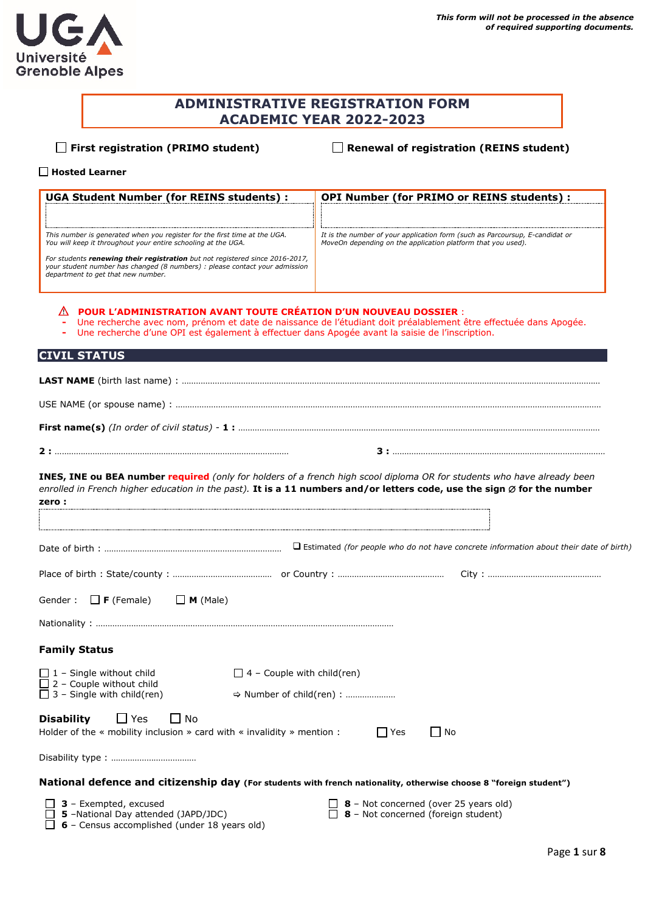*This form will not be processed in the absence of required supporting documents.*

# ADMINISTRATIVE REGISTRATION FORM ACADEMIC YEAR 2022-2023

☐ **First registration (PRIMO student)** ☐ **Renewal of registration (REINS student)**

☐ **Hosted Learner**

| **UGA Student Number (for REINS students) :** | **OPI Number (for PRIMO or REINS students) :** |
|---|---|
| | |
| *This number is generated when you register for the first time at the UGA. You will keep it throughout your entire schooling at the UGA.* *For students **renewing their registration** but not registered since 2016-2017, your student number has changed (8 numbers) : please contact your admission department to get that new number.* | *It is the number of your application form (such as Parcoursup, E-candidat or MoveOn depending on the application platform that you used).* |

⚠ **POUR L'ADMINISTRATION AVANT TOUTE CRÉATION D'UN NOUVEAU DOSSIER** :
- Une recherche avec nom, prénom et date de naissance de l'étudiant doit préalablement être effectuée dans Apogée.
- Une recherche d'une OPI est également à effectuer dans Apogée avant la saisie de l'inscription.

## CIVIL STATUS

**LAST NAME** (birth last name) : ……………………………………………………………………………………

USE NAME (or spouse name) : ……………………………………………………………………………………

**First name(s)** *(In order of civil status)* - **1 :** ……………………………………………………………………

**2 :** …………………………………………………… **3 :** ……………………………………………………

**INES, INE ou BEA number** **required** *(only for holders of a french high scool diploma OR for students who have already been enrolled in French higher education in the past).* **It is a 11 numbers and/or letters code, use the sign ∅ for the number zero :**

Date of birth : ………………………………………… ☐ Estimated *(for people who do not have concrete information about their date of birth)*

Place of birth : State/county : ………………………… or Country : ………………………… City : …………………………

Gender : ☐ **F** (Female) ☐ **M** (Male)

Nationality : ……………………………………………………………………

### Family Status

☐ 1 – Single without child
☐ 2 – Couple without child
☐ 3 – Single with child(ren)
☐ 4 – Couple with child(ren)
⇨ Number of child(ren) : …………………

**Disability** ☐ Yes ☐ No

Holder of the « mobility inclusion » card with « invalidity » mention : ☐ Yes ☐ No

Disability type : ………………………………

### National defence and citizenship day (For students with french nationality, otherwise choose 8 "foreign student")

☐ **3** – Exempted, excused
☐ **5** –National Day attended (JAPD/JDC)
☐ **6** – Census accomplished (under 18 years old)
☐ **8** – Not concerned (over 25 years old)
☐ **8** – Not concerned (foreign student)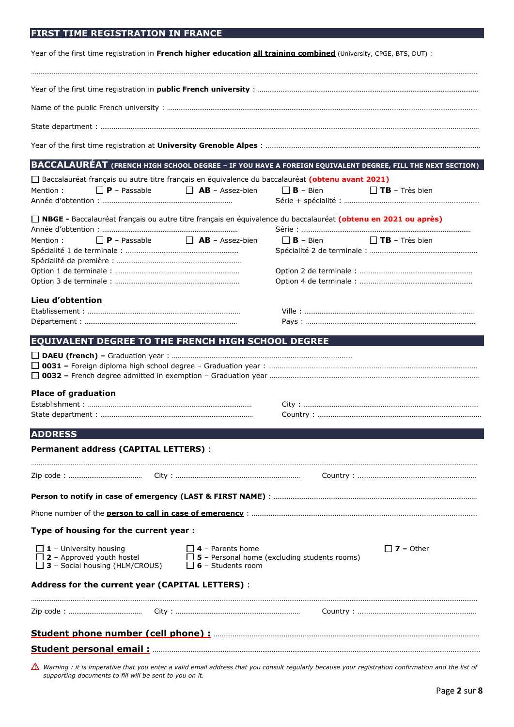## FIRST TIME REGISTRATION IN FRANCE

Year of the first time registration in **French higher education all training combined** (University, CPGE, BTS, DUT) :

.............................................................................................................................................................................................................

Year of the first time registration in **public French university** : ..........................................................................................

Name of the public French university : .................................................................................................................................

State department : .............................................................................................................................................................

Year of the first time registration at **University Grenoble Alpes** : ..........................................................................................

## BACCALAURÉAT (FRENCH HIGH SCHOOL DEGREE – IF YOU HAVE A FOREIGN EQUIVALENT DEGREE, FILL THE NEXT SECTION)

☐ Baccalauréat français ou autre titre français en équivalence du baccalauréat **(obtenu avant 2021)**

Mention : ☐ **P** – Passable ☐ **AB** – Assez-bien ☐ **B** – Bien ☐ **TB** – Très bien

Année d'obtention : .................................................................. Série + spécialité : ..................................................................

☐ **NBGE -** Baccalauréat français ou autre titre français en équivalence du baccalauréat **(obtenu en 2021 ou après)**

Année d'obtention : .................................................................. Série : ..................................................................

Mention : ☐ **P** – Passable ☐ **AB** – Assez-bien ☐ **B** – Bien ☐ **TB** – Très bien

Spécialité 1 de terminale : .................................................. Spécialité 2 de terminale : ..................................................

Spécialité de première : ..................................................

Option 1 de terminale : .................................................. Option 2 de terminale : ..................................................

Option 3 de terminale : .................................................. Option 4 de terminale : ..................................................

### Lieu d'obtention

Etablissement : .................................................................. Ville : ..................................................................

Département : .................................................................. Pays : ..................................................................

## EQUIVALENT DEGREE TO THE FRENCH HIGH SCHOOL DEGREE

☐ **DAEU (french) –** Graduation year : ..................................................................

☐ **0031 –** Foreign diploma high school degree – Graduation year : ..................................................................

☐ **0032 –** French degree admitted in exemption – Graduation year ..................................................................

### Place of graduation

Establishment : .................................................................. City : ..................................................................

State department : .................................................................. Country : ..................................................................

## ADDRESS

### Permanent address (CAPITAL LETTERS) :

.............................................................................................................................................................................................................

Zip code : .............................. City : .................................................. Country : ..................................................

**Person to notify in case of emergency (LAST & FIRST NAME)** : ..................................................................

Phone number of the **person to call in case of emergency** : ..................................................................

### Type of housing for the current year :

☐ **1** – University housing
☐ **2** – Approved youth hostel
☐ **3** – Social housing (HLM/CROUS)
☐ **4** – Parents home
☐ **5** – Personal home (excluding students rooms)
☐ **6** – Students room
☐ **7 –** Other

### Address for the current year (CAPITAL LETTERS) :

.............................................................................................................................................................................................................

Zip code : .............................. City : .................................................. Country : ..................................................

**Student phone number (cell phone) :** ..................................................................

**Student personal email :** ..................................................................

⚠ *Warning : it is imperative that you enter a valid email address that you consult regularly because your registration confirmation and the list of supporting documents to fill will be sent to you on it.*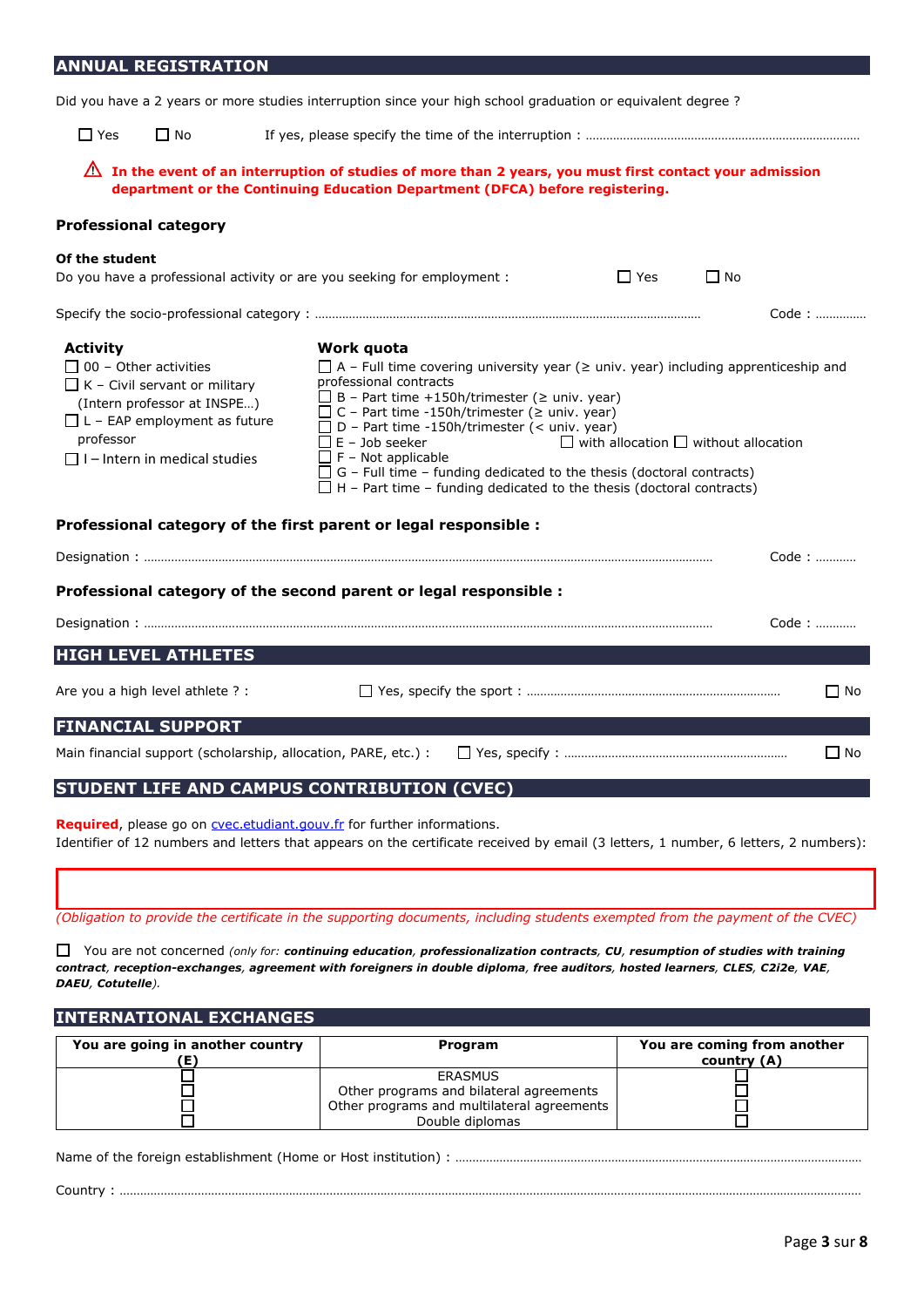## ANNUAL REGISTRATION

Did you have a 2 years or more studies interruption since your high school graduation or equivalent degree ?

☐ Yes ☐ No If yes, please specify the time of the interruption : ……………………………………………………………………

⚠ **In the event of an interruption of studies of more than 2 years, you must first contact your admission department or the Continuing Education Department (DFCA) before registering.**

### Professional category

**Of the student**

Do you have a professional activity or are you seeking for employment : ☐ Yes ☐ No

Specify the socio-professional category : …………………………………………………………………………………………… Code : ……………

**Activity**

- ☐ 00 – Other activities
- ☐ K – Civil servant or military (Intern professor at INSPE…)
- ☐ L – EAP employment as future professor
- ☐ I – Intern in medical studies

**Work quota**

- ☐ A – Full time covering university year (≥ univ. year) including apprenticeship and professional contracts
- ☐ B – Part time +150h/trimester (≥ univ. year)
- ☐ C – Part time -150h/trimester (≥ univ. year)
- ☐ D – Part time -150h/trimester (< univ. year)
- ☐ E – Job seeker ☐ with allocation ☐ without allocation
- ☐ F – Not applicable
- ☐ G – Full time – funding dedicated to the thesis (doctoral contracts)
- ☐ H – Part time – funding dedicated to the thesis (doctoral contracts)

### Professional category of the first parent or legal responsible :

Designation : …………………………………………………………………………………………………………………………… Code : …………

### Professional category of the second parent or legal responsible :

Designation : …………………………………………………………………………………………………………………………… Code : …………

## HIGH LEVEL ATHLETES

Are you a high level athlete ? : ☐ Yes, specify the sport : …………………………………………………………… ☐ No

## FINANCIAL SUPPORT

Main financial support (scholarship, allocation, PARE, etc.) : ☐ Yes, specify : …………………………………………………… ☐ No

## STUDENT LIFE AND CAMPUS CONTRIBUTION (CVEC)

**Required**, please go on cvec.etudiant.gouv.fr for further informations.

Identifier of 12 numbers and letters that appears on the certificate received by email (3 letters, 1 number, 6 letters, 2 numbers):

*(Obligation to provide the certificate in the supporting documents, including students exempted from the payment of the CVEC)*

☐ You are not concerned *(only for:* ***continuing education****,* ***professionalization contracts****,* ***CU****,* ***resumption of studies with training contract****,* ***reception-exchanges****,* ***agreement with foreigners in double diploma****,* ***free auditors****,* ***hosted learners****,* ***CLES****,* ***C2i2e****,* ***VAE****,* ***DAEU****,* ***Cotutelle****).*

## INTERNATIONAL EXCHANGES

| You are going in another country (E) | Program | You are coming from another country (A) |
|---|---|---|
| ☐ | ERASMUS | ☐ |
| ☐ | Other programs and bilateral agreements | ☐ |
| ☐ | Other programs and multilateral agreements | ☐ |
| ☐ | Double diplomas | ☐ |

Name of the foreign establishment (Home or Host institution) : ……………………………………………………………………………………

Country : ……………………………………………………………………………………………………………………………………………………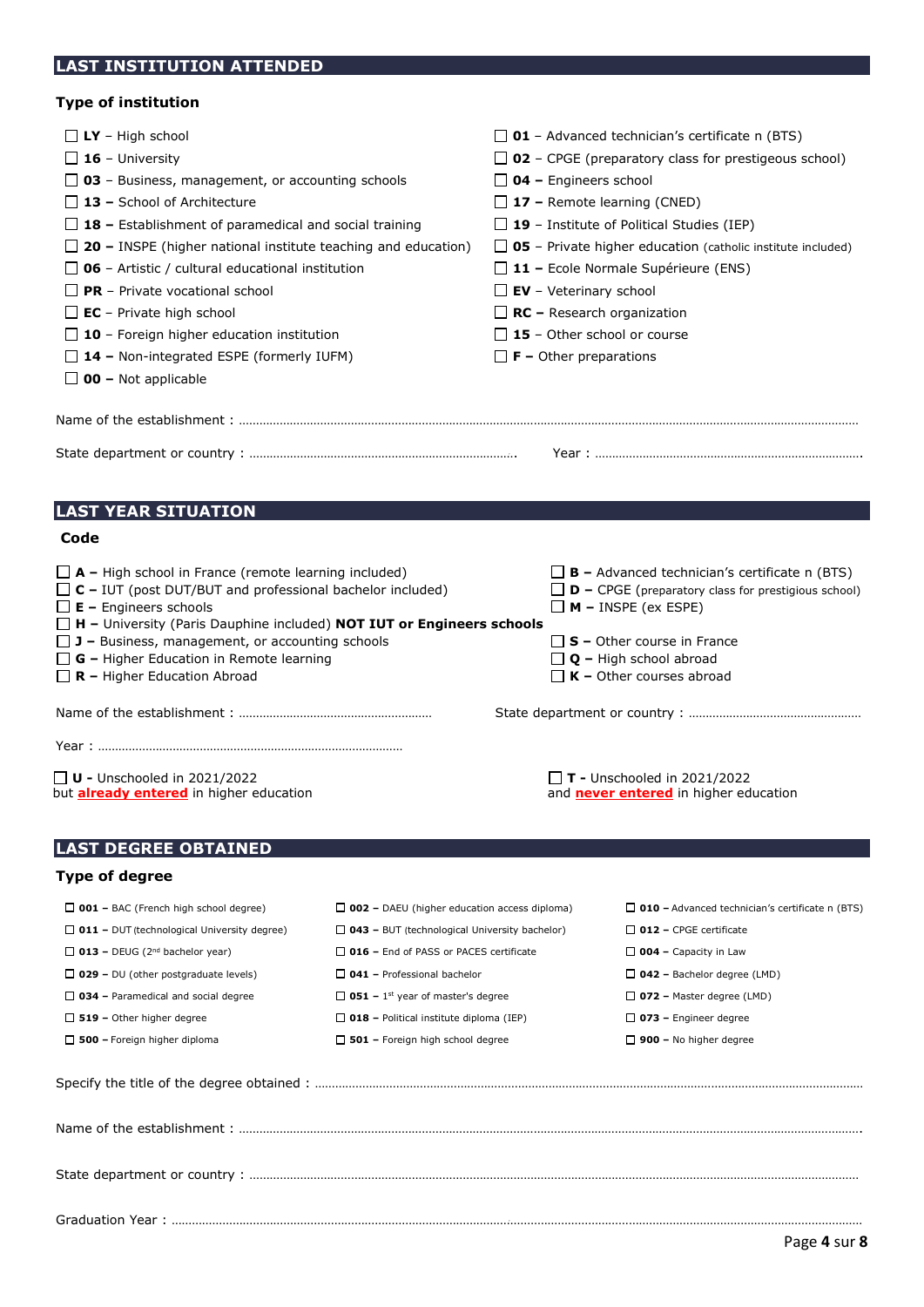## LAST INSTITUTION ATTENDED

### Type of institution

- ☐ **LY** – High school
- ☐ **16** – University
- ☐ **03** – Business, management, or accounting schools
- ☐ **13 –** School of Architecture
- ☐ **18 –** Establishment of paramedical and social training
- ☐ **20 –** INSPE (higher national institute teaching and education)
- ☐ **06** – Artistic / cultural educational institution
- ☐ **PR** – Private vocational school
- ☐ **EC** – Private high school
- ☐ **10** – Foreign higher education institution
- ☐ **14 –** Non-integrated ESPE (formerly IUFM)
- ☐ **00 –** Not applicable
- ☐ **01** – Advanced technician's certificate n (BTS)
- ☐ **02** – CPGE (preparatory class for prestigeous school)
- ☐ **04 –** Engineers school
- ☐ **17 –** Remote learning (CNED)
- ☐ **19** – Institute of Political Studies (IEP)
- ☐ **05** – Private higher education (catholic institute included)
- ☐ **11 –** Ecole Normale Supérieure (ENS)
- ☐ **EV** – Veterinary school
- ☐ **RC –** Research organization
- ☐ **15** – Other school or course
- ☐ **F –** Other preparations

Name of the establishment : ……………………………………………………………………………………………

State department or country : ……………………………………………… Year : ………………………………………………

## LAST YEAR SITUATION

### Code

- ☐ **A –** High school in France (remote learning included)
- ☐ **C –** IUT (post DUT/BUT and professional bachelor included)
- ☐ **E –** Engineers schools
- ☐ **H –** University (Paris Dauphine included) **NOT IUT or Engineers schools**
- ☐ **J –** Business, management, or accounting schools
- ☐ **G –** Higher Education in Remote learning
- ☐ **R –** Higher Education Abroad
- ☐ **B –** Advanced technician's certificate n (BTS)
- ☐ **D –** CPGE (preparatory class for prestigious school)
- ☐ **M –** INSPE (ex ESPE)
- ☐ **S –** Other course in France
- ☐ **Q –** High school abroad
- ☐ **K –** Other courses abroad

Name of the establishment : ……………………………… State department or country : ………………………………

Year : ………………………………………………

☐ **U -** Unschooled in 2021/2022 but **already entered** in higher education

☐ **T -** Unschooled in 2021/2022 and **never entered** in higher education

## LAST DEGREE OBTAINED

### Type of degree

- ☐ **001 –** BAC (French high school degree)
- ☐ **002 –** DAEU (higher education access diploma)
- ☐ **010 –** Advanced technician's certificate n (BTS)
- ☐ **011 –** DUT (technological University degree)
- ☐ **043 –** BUT (technological University bachelor)
- ☐ **012 –** CPGE certificate
- ☐ **013 –** DEUG (2nd bachelor year)
- ☐ **016 –** End of PASS or PACES certificate
- ☐ **004 –** Capacity in Law
- ☐ **029 –** DU (other postgraduate levels)
- ☐ **041 –** Professional bachelor
- ☐ **042 –** Bachelor degree (LMD)
- ☐ **034 –** Paramedical and social degree
- ☐ **051 –** 1st year of master's degree
- ☐ **072 –** Master degree (LMD)
- ☐ **519 –** Other higher degree
- ☐ **018 –** Political institute diploma (IEP)
- ☐ **073 –** Engineer degree
- ☐ **500 –** Foreign higher diploma
- ☐ **501 –** Foreign high school degree
- ☐ **900 –** No higher degree

Specify the title of the degree obtained : ……………………………………………………………………………

Name of the establishment : ……………………………………………………………………………………………

State department or country : …………………………………………………………………………………………

Graduation Year : ……………………………………………………………………………………………………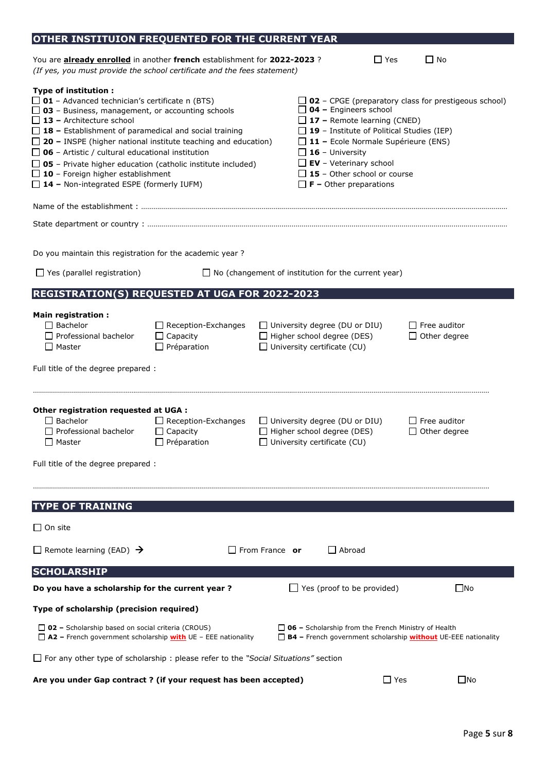## OTHER INSTITUION FREQUENTED FOR THE CURRENT YEAR

You are **already enrolled** in another **french** establishment for **2022-2023** ? ☐ Yes ☐ No
*(If yes, you must provide the school certificate and the fees statement)*

**Type of institution :**

- ☐ **01** – Advanced technician's certificate n (BTS)
- ☐ **03** – Business, management, or accounting schools
- ☐ **13 –** Architecture school
- ☐ **18 –** Establishment of paramedical and social training
- ☐ **20 –** INSPE (higher national institute teaching and education)
- ☐ **06** – Artistic / cultural educational institution
- ☐ **05** – Private higher education (catholic institute included)
- ☐ **10** – Foreign higher establishment
- ☐ **14 –** Non-integrated ESPE (formerly IUFM)
- ☐ **02** – CPGE (preparatory class for prestigeous school)
- ☐ **04 –** Engineers school
- ☐ **17 –** Remote learning (CNED)
- ☐ **19** – Institute of Political Studies (IEP)
- ☐ **11 –** Ecole Normale Supérieure (ENS)
- ☐ **16** – University
- ☐ **EV** – Veterinary school
- ☐ **15** – Other school or course
- ☐ **F –** Other preparations

Name of the establishment : ……………………………………………………………………………………………

State department or country : ……………………………………………………………………………………………

Do you maintain this registration for the academic year ?

☐ Yes (parallel registration) ☐ No (changement of institution for the current year)

## REGISTRATION(S) REQUESTED AT UGA FOR 2022-2023

**Main registration :**

- ☐ Bachelor
- ☐ Professional bachelor
- ☐ Master
- ☐ Reception-Exchanges
- ☐ Capacity
- ☐ Préparation
- ☐ University degree (DU or DIU)
- ☐ Higher school degree (DES)
- ☐ University certificate (CU)
- ☐ Free auditor
- ☐ Other degree

Full title of the degree prepared :

……………………………………………………………………………………………………………………………

**Other registration requested at UGA :**

- ☐ Bachelor
- ☐ Professional bachelor
- ☐ Master
- ☐ Reception-Exchanges
- ☐ Capacity
- ☐ Préparation
- ☐ University degree (DU or DIU)
- ☐ Higher school degree (DES)
- ☐ University certificate (CU)
- ☐ Free auditor
- ☐ Other degree

Full title of the degree prepared :

……………………………………………………………………………………………………………………………

## TYPE OF TRAINING

☐ On site

☐ Remote learning (EAD) → ☐ From France **or** ☐ Abroad

## SCHOLARSHIP

**Do you have a scholarship for the current year ?** ☐ Yes (proof to be provided) ☐No

**Type of scholarship (precision required)**

- ☐ **02 –** Scholarship based on social criteria (CROUS)
- ☐ **A2 –** French government scholarship **with** UE – EEE nationality
- ☐ **06 –** Scholarship from the French Ministry of Health
- ☐ **B4 –** French government scholarship **without** UE-EEE nationality

☐ For any other type of scholarship : please refer to the *"Social Situations"* section

**Are you under Gap contract ? (if your request has been accepted)** ☐ Yes ☐No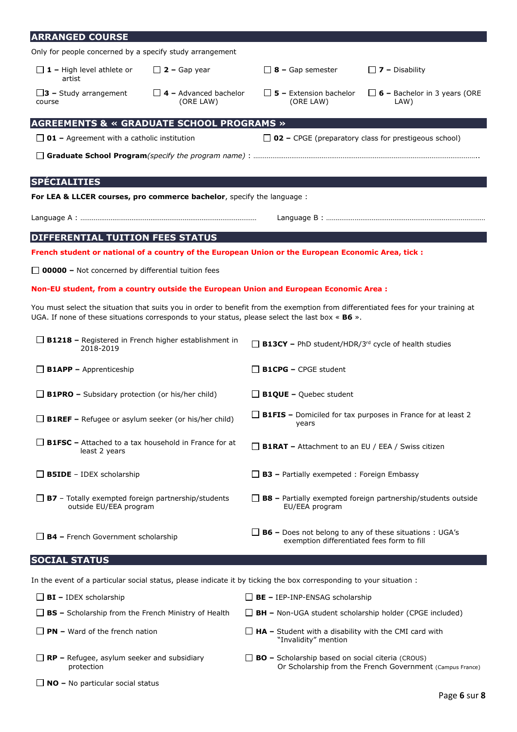## ARRANGED COURSE

Only for people concerned by a specify study arrangement

- ☐ **1 –** High level athlete or artist
- ☐ **2 –** Gap year
- ☐ **8 –** Gap semester
- ☐ **7 –** Disability
- ☐ **3 –** Study arrangement course
- ☐ **4 –** Advanced bachelor (ORE LAW)
- ☐ **5 –** Extension bachelor (ORE LAW)
- ☐ **6 –** Bachelor in 3 years (ORE LAW)

## AGREEMENTS & « GRADUATE SCHOOL PROGRAMS »

- ☐ **01 –** Agreement with a catholic institution
- ☐ **02 –** CPGE (preparatory class for prestigeous school)
- ☐ **Graduate School Program** *(specify the program name)* : ……………………………………………………………………………………………………..

## SPÉCIALITIES

**For LEA & LLCER courses, pro commerce bachelor**, specify the language :

Language A : ……………………………………………………………………………… Language B : ……………………………………………………………………………

## DIFFERENTIAL TUITION FEES STATUS

**French student or national of a country of the European Union or the European Economic Area, tick :**

- ☐ **00000 –** Not concerned by differential tuition fees

**Non-EU student, from a country outside the European Union and European Economic Area :**

You must select the situation that suits you in order to benefit from the exemption from differentiated fees for your training at UGA. If none of these situations corresponds to your status, please select the last box « **B6** ».

- ☐ **B1218 –** Registered in French higher establishment in 2018-2019
- ☐ **B13CY –** PhD student/HDR/3rd cycle of health studies
- ☐ **B1APP –** Apprenticeship
- ☐ **B1CPG –** CPGE student
- ☐ **B1PRO –** Subsidary protection (or his/her child)
- ☐ **B1QUE –** Quebec student
- ☐ **B1REF –** Refugee or asylum seeker (or his/her child)
- ☐ **B1FIS –** Domiciled for tax purposes in France for at least 2 years
- ☐ **B1FSC –** Attached to a tax household in France for at least 2 years
- ☐ **B1RAT –** Attachment to an EU / EEA / Swiss citizen
- ☐ **B5IDE** – IDEX scholarship
- ☐ **B3 –** Partially exempeted : Foreign Embassy
- ☐ **B7** – Totally exempted foreign partnership/students outside EU/EEA program
- ☐ **B8 –** Partially exempted foreign partnership/students outside EU/EEA program
- ☐ **B4 –** French Government scholarship
- ☐ **B6 –** Does not belong to any of these situations : UGA's exemption differentiated fees form to fill

## SOCIAL STATUS

In the event of a particular social status, please indicate it by ticking the box corresponding to your situation :

- ☐ **BI –** IDEX scholarship
- ☐ **BE –** IEP-INP-ENSAG scholarship
- ☐ **BS –** Scholarship from the French Ministry of Health
- ☐ **BH –** Non-UGA student scholarship holder (CPGE included)
- ☐ **PN –** Ward of the french nation
- ☐ **HA –** Student with a disability with the CMI card with "Invalidity" mention
- ☐ **RP –** Refugee, asylum seeker and subsidiary protection
- ☐ **BO –** Scholarship based on social citeria (CROUS) Or Scholarship from the French Government (Campus France)
- ☐ **NO –** No particular social status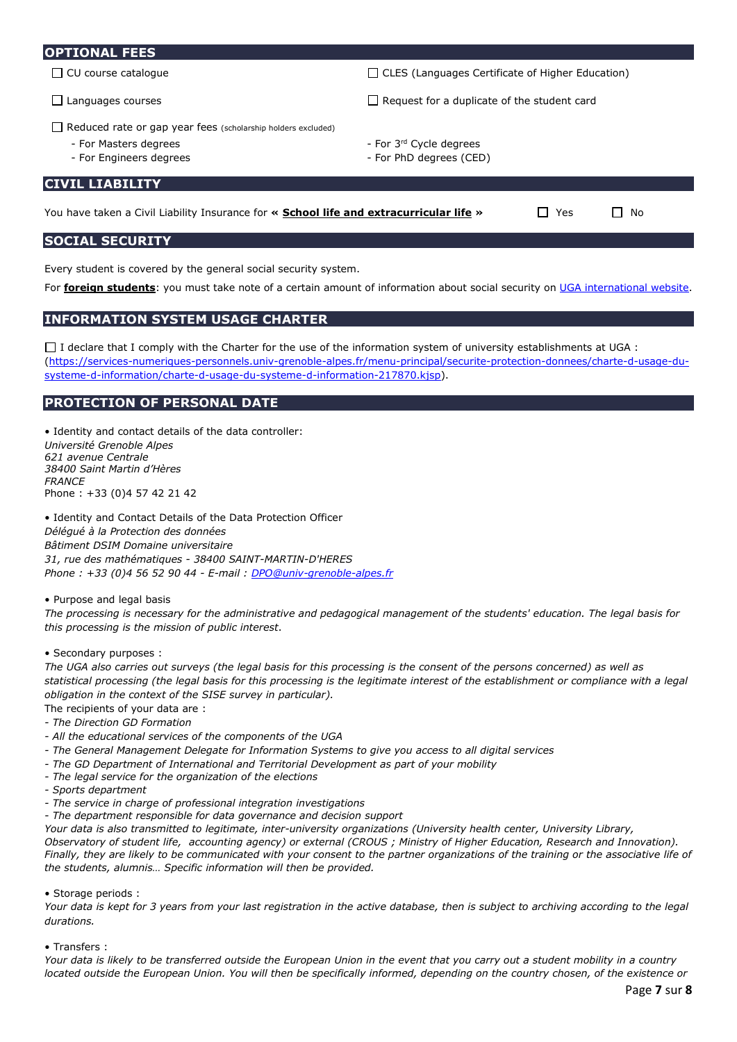## OPTIONAL FEES

☐ CU course catalogue

☐ CLES (Languages Certificate of Higher Education)

☐ Languages courses

☐ Request for a duplicate of the student card

☐ Reduced rate or gap year fees (scholarship holders excluded)

- For Masters degrees
- For Engineers degrees
- For 3rd Cycle degrees
- For PhD degrees (CED)

## CIVIL LIABILITY

You have taken a Civil Liability Insurance for **« School life and extracurricular life »** ☐ Yes ☐ No

## SOCIAL SECURITY

Every student is covered by the general social security system.

For **foreign students**: you must take note of a certain amount of information about social security on UGA international website.

## INFORMATION SYSTEM USAGE CHARTER

☐ I declare that I comply with the Charter for the use of the information system of university establishments at UGA : (https://services-numeriques-personnels.univ-grenoble-alpes.fr/menu-principal/securite-protection-donnees/charte-d-usage-du-systeme-d-information/charte-d-usage-du-systeme-d-information-217870.kjsp).

## PROTECTION OF PERSONAL DATE

• Identity and contact details of the data controller:
*Université Grenoble Alpes*
*621 avenue Centrale*
*38400 Saint Martin d'Hères*
*FRANCE*
Phone : +33 (0)4 57 42 21 42

• Identity and Contact Details of the Data Protection Officer
*Délégué à la Protection des données*
*Bâtiment DSIM Domaine universitaire*
*31, rue des mathématiques - 38400 SAINT-MARTIN-D'HERES*
*Phone : +33 (0)4 56 52 90 44 - E-mail : DPO@univ-grenoble-alpes.fr*

• Purpose and legal basis
*The processing is necessary for the administrative and pedagogical management of the students' education. The legal basis for this processing is the mission of public interest.*

• Secondary purposes :
*The UGA also carries out surveys (the legal basis for this processing is the consent of the persons concerned) as well as statistical processing (the legal basis for this processing is the legitimate interest of the establishment or compliance with a legal obligation in the context of the SISE survey in particular).*
The recipients of your data are :
*- The Direction GD Formation*
*- All the educational services of the components of the UGA*
*- The General Management Delegate for Information Systems to give you access to all digital services*
*- The GD Department of International and Territorial Development as part of your mobility*
*- The legal service for the organization of the elections*
*- Sports department*
*- The service in charge of professional integration investigations*
*- The department responsible for data governance and decision support*
*Your data is also transmitted to legitimate, inter-university organizations (University health center, University Library, Observatory of student life, accounting agency) or external (CROUS ; Ministry of Higher Education, Research and Innovation). Finally, they are likely to be communicated with your consent to the partner organizations of the training or the associative life of the students, alumnis… Specific information will then be provided.*

• Storage periods :
*Your data is kept for 3 years from your last registration in the active database, then is subject to archiving according to the legal durations.*

• Transfers :
*Your data is likely to be transferred outside the European Union in the event that you carry out a student mobility in a country located outside the European Union. You will then be specifically informed, depending on the country chosen, of the existence or*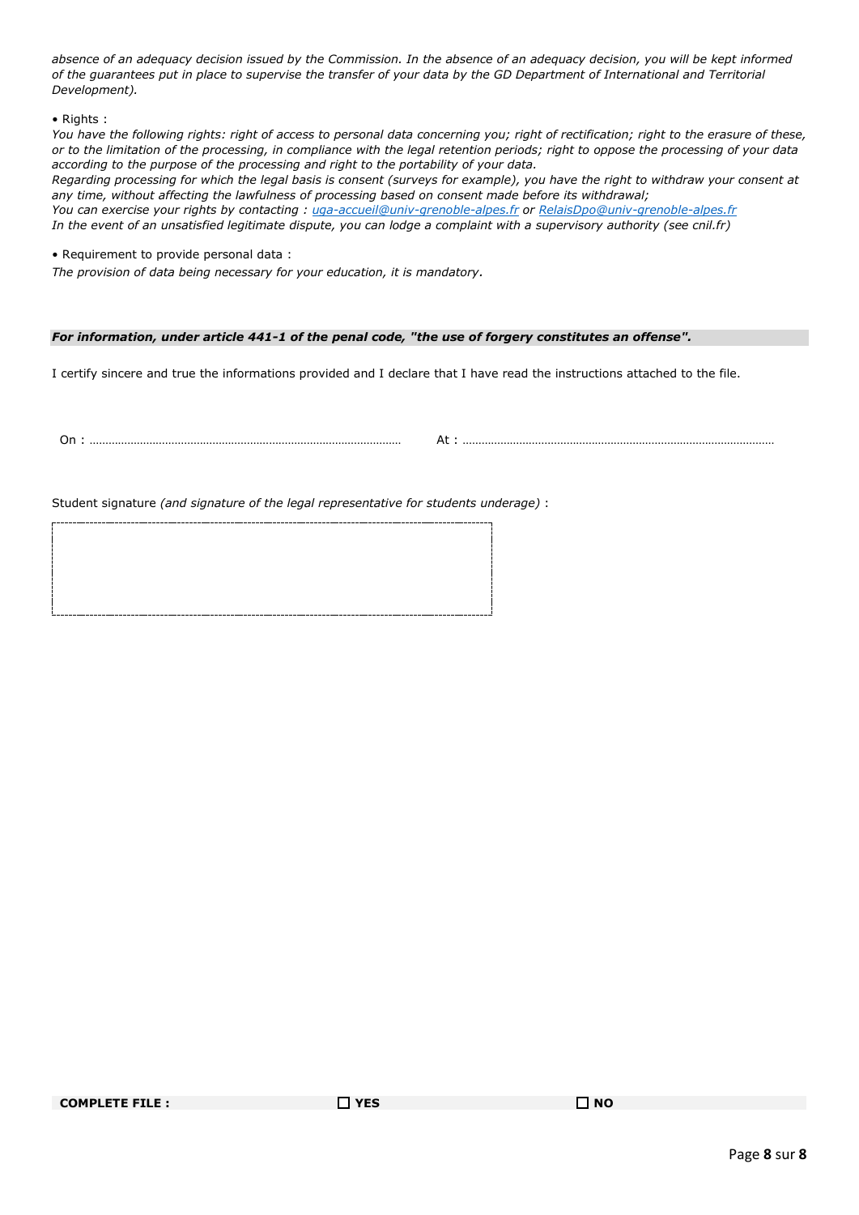*absence of an adequacy decision issued by the Commission. In the absence of an adequacy decision, you will be kept informed of the guarantees put in place to supervise the transfer of your data by the GD Department of International and Territorial Development).*

• Rights :

*You have the following rights: right of access to personal data concerning you; right of rectification; right to the erasure of these, or to the limitation of the processing, in compliance with the legal retention periods; right to oppose the processing of your data according to the purpose of the processing and right to the portability of your data.*

*Regarding processing for which the legal basis is consent (surveys for example), you have the right to withdraw your consent at any time, without affecting the lawfulness of processing based on consent made before its withdrawal;*

*You can exercise your rights by contacting : uga-accueil@univ-grenoble-alpes.fr or RelaisDpo@univ-grenoble-alpes.fr*

*In the event of an unsatisfied legitimate dispute, you can lodge a complaint with a supervisory authority (see cnil.fr)*

• Requirement to provide personal data :

*The provision of data being necessary for your education, it is mandatory.*

***For information, under article 441-1 of the penal code, "the use of forgery constitutes an offense".***

I certify sincere and true the informations provided and I declare that I have read the instructions attached to the file.

On : ………………………………………………………………………………………… At : …………………………………………………………………………………………

Student signature *(and signature of the legal representative for students underage)* :

**COMPLETE FILE :** ☐ **YES** ☐ **NO**